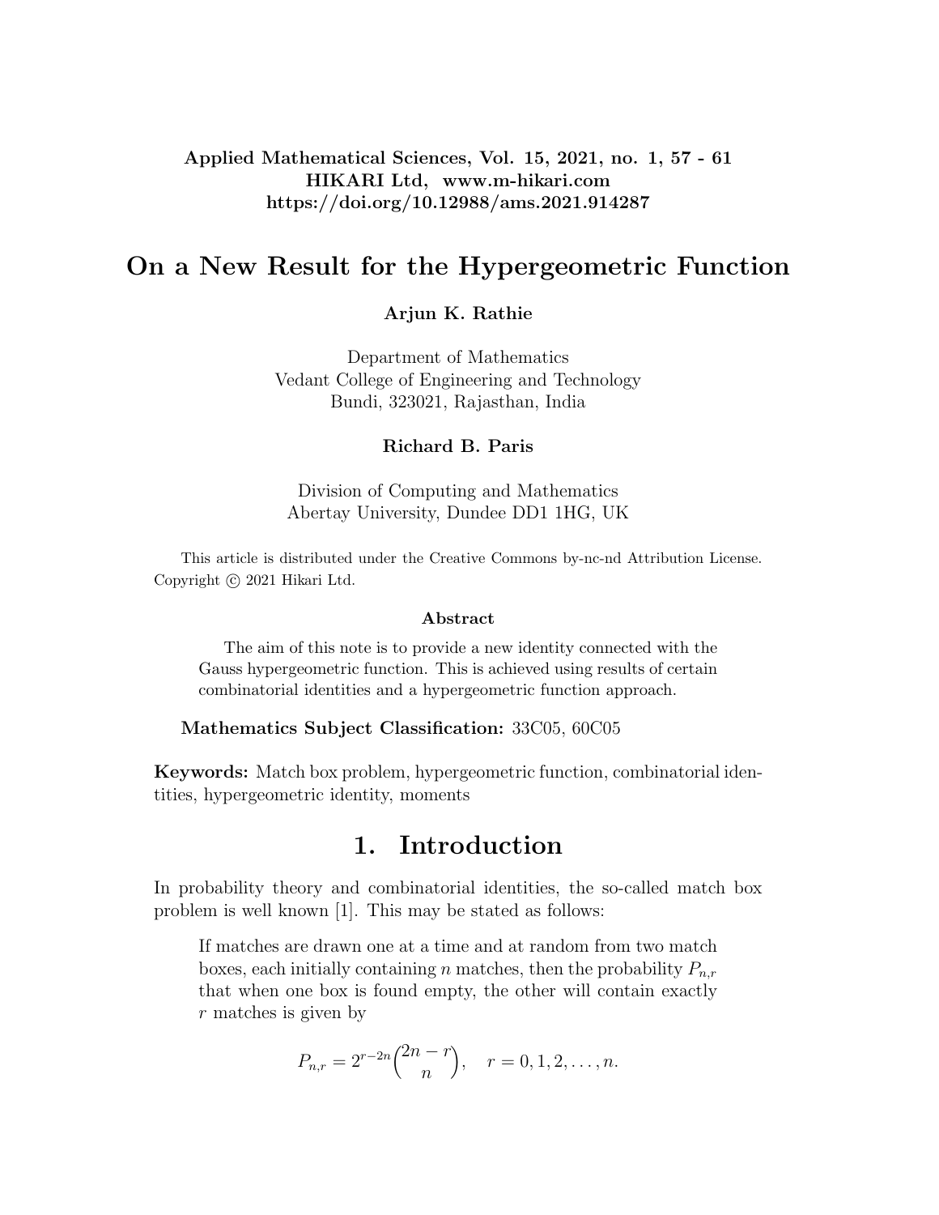**Applied Mathematical Sciences, Vol. 15, 2021, no. 1, 57 - 61**
**HIKARI Ltd, www.m-hikari.com**
**https://doi.org/10.12988/ams.2021.914287**

# On a New Result for the Hypergeometric Function

**Arjun K. Rathie**

Department of Mathematics
Vedant College of Engineering and Technology
Bundi, 323021, Rajasthan, India

**Richard B. Paris**

Division of Computing and Mathematics
Abertay University, Dundee DD1 1HG, UK

This article is distributed under the Creative Commons by-nc-nd Attribution License. Copyright © 2021 Hikari Ltd.

### Abstract

The aim of this note is to provide a new identity connected with the Gauss hypergeometric function. This is achieved using results of certain combinatorial identities and a hypergeometric function approach.

**Mathematics Subject Classification:** 33C05, 60C05

**Keywords:** Match box problem, hypergeometric function, combinatorial identities, hypergeometric identity, moments

## 1. Introduction

In probability theory and combinatorial identities, the so-called match box problem is well known [1]. This may be stated as follows:

> If matches are drawn one at a time and at random from two match boxes, each initially containing $n$ matches, then the probability $P_{n,r}$ that when one box is found empty, the other will contain exactly $r$ matches is given by
>
> $$P_{n,r} = 2^{r-2n}\binom{2n-r}{n}, \quad r = 0, 1, 2, \ldots, n.$$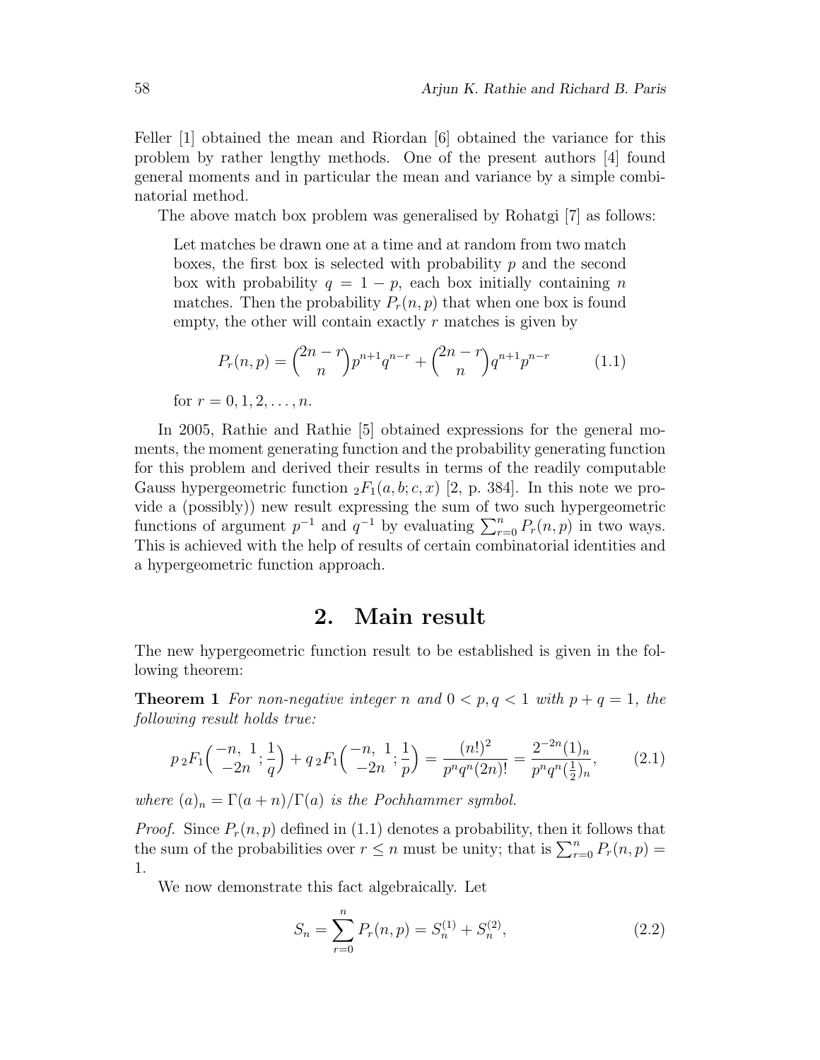Feller [1] obtained the mean and Riordan [6] obtained the variance for this problem by rather lengthy methods. One of the present authors [4] found general moments and in particular the mean and variance by a simple combinatorial method.

The above match box problem was generalised by Rohatgi [7] as follows:

> Let matches be drawn one at a time and at random from two match boxes, the first box is selected with probability $p$ and the second box with probability $q = 1 - p$, each box initially containing $n$ matches. Then the probability $P_r(n,p)$ that when one box is found empty, the other will contain exactly $r$ matches is given by
>
> $$P_r(n,p) = \binom{2n-r}{n} p^{n+1} q^{n-r} + \binom{2n-r}{n} q^{n+1} p^{n-r} \tag{1.1}$$
>
> for $r = 0, 1, 2, \ldots, n$.

In 2005, Rathie and Rathie [5] obtained expressions for the general moments, the moment generating function and the probability generating function for this problem and derived their results in terms of the readily computable Gauss hypergeometric function ${}_2F_1(a,b;c,x)$ [2, p. 384]. In this note we provide a (possibly)) new result expressing the sum of two such hypergeometric functions of argument $p^{-1}$ and $q^{-1}$ by evaluating $\sum_{r=0}^{n} P_r(n,p)$ in two ways. This is achieved with the help of results of certain combinatorial identities and a hypergeometric function approach.

## 2. Main result

The new hypergeometric function result to be established is given in the following theorem:

**Theorem 1** *For non-negative integer $n$ and $0 < p, q < 1$ with $p + q = 1$, the following result holds true:*

$$p\,{}_2F_1\left(\begin{matrix}-n,\ 1\\ -2n\end{matrix}; \frac{1}{q}\right) + q\,{}_2F_1\left(\begin{matrix}-n,\ 1\\ -2n\end{matrix}; \frac{1}{p}\right) = \frac{(n!)^2}{p^n q^n (2n)!} = \frac{2^{-2n}(1)_n}{p^n q^n (\frac{1}{2})_n}, \tag{2.1}$$

*where $(a)_n = \Gamma(a+n)/\Gamma(a)$ is the Pochhammer symbol.*

*Proof.* Since $P_r(n,p)$ defined in (1.1) denotes a probability, then it follows that the sum of the probabilities over $r \leq n$ must be unity; that is $\sum_{r=0}^{n} P_r(n,p) = 1$.

We now demonstrate this fact algebraically. Let

$$S_n = \sum_{r=0}^{n} P_r(n,p) = S_n^{(1)} + S_n^{(2)}, \tag{2.2}$$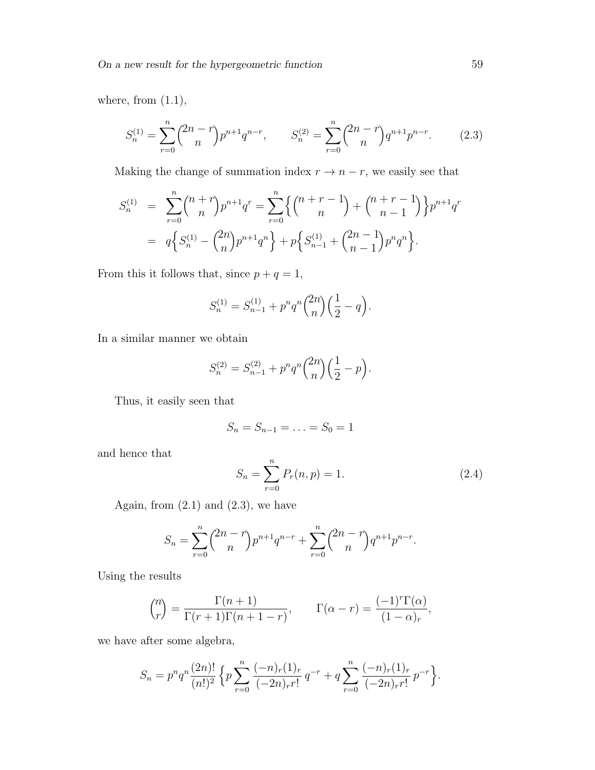where, from (1.1),

$$S_n^{(1)} = \sum_{r=0}^{n} \binom{2n-r}{n} p^{n+1} q^{n-r}, \qquad S_n^{(2)} = \sum_{r=0}^{n} \binom{2n-r}{n} q^{n+1} p^{n-r}. \tag{2.3}$$

Making the change of summation index $r \to n-r$, we easily see that

$$\begin{aligned} S_n^{(1)} &= \sum_{r=0}^{n} \binom{n+r}{n} p^{n+1} q^r = \sum_{r=0}^{n} \Big\{ \binom{n+r-1}{n} + \binom{n+r-1}{n-1} \Big\} p^{n+1} q^r \\ &= q\Big\{ S_n^{(1)} - \binom{2n}{n} p^{n+1} q^n \Big\} + p\Big\{ S_{n-1}^{(1)} + \binom{2n-1}{n-1} p^n q^n \Big\}. \end{aligned}$$

From this it follows that, since $p+q=1$,

$$S_n^{(1)} = S_{n-1}^{(1)} + p^n q^n \binom{2n}{n} \Big( \frac{1}{2} - q \Big).$$

In a similar manner we obtain

$$S_n^{(2)} = S_{n-1}^{(2)} + p^n q^n \binom{2n}{n} \Big( \frac{1}{2} - p \Big).$$

Thus, it easily seen that

$$S_n = S_{n-1} = \ldots = S_0 = 1$$

and hence that

$$S_n = \sum_{r=0}^{n} P_r(n,p) = 1. \tag{2.4}$$

Again, from (2.1) and (2.3), we have

$$S_n = \sum_{r=0}^{n} \binom{2n-r}{n} p^{n+1} q^{n-r} + \sum_{r=0}^{n} \binom{2n-r}{n} q^{n+1} p^{n-r}.$$

Using the results

$$\binom{n}{r} = \frac{\Gamma(n+1)}{\Gamma(r+1)\Gamma(n+1-r)}, \qquad \Gamma(\alpha - r) = \frac{(-1)^r \Gamma(\alpha)}{(1-\alpha)_r},$$

we have after some algebra,

$$S_n = p^n q^n \frac{(2n)!}{(n!)^2} \Big\{ p \sum_{r=0}^{n} \frac{(-n)_r (1)_r}{(-2n)_r r!} \, q^{-r} + q \sum_{r=0}^{n} \frac{(-n)_r (1)_r}{(-2n)_r r!} \, p^{-r} \Big\}.$$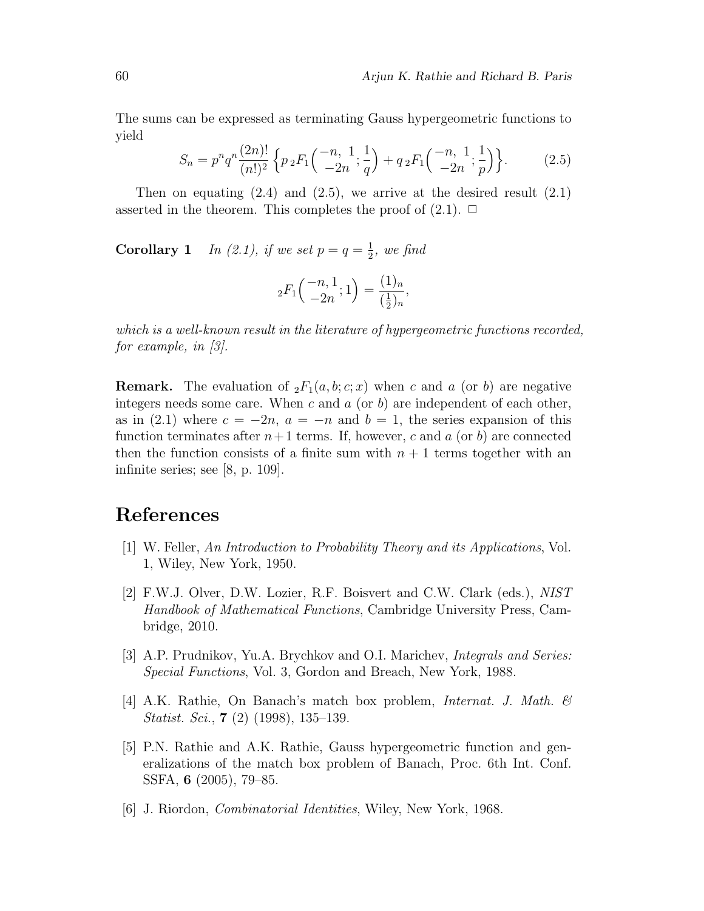The sums can be expressed as terminating Gauss hypergeometric functions to yield

$$S_n = p^n q^n \frac{(2n)!}{(n!)^2} \left\{ p\, {}_2F_1\!\left( \begin{matrix} -n,\ 1 \\ -2n \end{matrix}; \frac{1}{q} \right) + q\, {}_2F_1\!\left( \begin{matrix} -n,\ 1 \\ -2n \end{matrix}; \frac{1}{p} \right) \right\}. \tag{2.5}$$

Then on equating (2.4) and (2.5), we arrive at the desired result (2.1) asserted in the theorem. This completes the proof of (2.1). □

**Corollary 1** *In (2.1), if we set $p = q = \frac{1}{2}$, we find*

$${}_2F_1\!\left( \begin{matrix} -n, 1 \\ -2n \end{matrix}; 1 \right) = \frac{(1)_n}{(\frac{1}{2})_n},$$

*which is a well-known result in the literature of hypergeometric functions recorded, for example, in [3].*

**Remark.** The evaluation of ${}_2F_1(a, b; c; x)$ when $c$ and $a$ (or $b$) are negative integers needs some care. When $c$ and $a$ (or $b$) are independent of each other, as in (2.1) where $c = -2n$, $a = -n$ and $b = 1$, the series expansion of this function terminates after $n+1$ terms. If, however, $c$ and $a$ (or $b$) are connected then the function consists of a finite sum with $n + 1$ terms together with an infinite series; see [8, p. 109].

## References

[1] W. Feller, *An Introduction to Probability Theory and its Applications*, Vol. 1, Wiley, New York, 1950.

[2] F.W.J. Olver, D.W. Lozier, R.F. Boisvert and C.W. Clark (eds.), *NIST Handbook of Mathematical Functions*, Cambridge University Press, Cambridge, 2010.

[3] A.P. Prudnikov, Yu.A. Brychkov and O.I. Marichev, *Integrals and Series: Special Functions*, Vol. 3, Gordon and Breach, New York, 1988.

[4] A.K. Rathie, On Banach's match box problem, *Internat. J. Math. & Statist. Sci.*, **7** (2) (1998), 135–139.

[5] P.N. Rathie and A.K. Rathie, Gauss hypergeometric function and generalizations of the match box problem of Banach, Proc. 6th Int. Conf. SSFA, **6** (2005), 79–85.

[6] J. Riordon, *Combinatorial Identities*, Wiley, New York, 1968.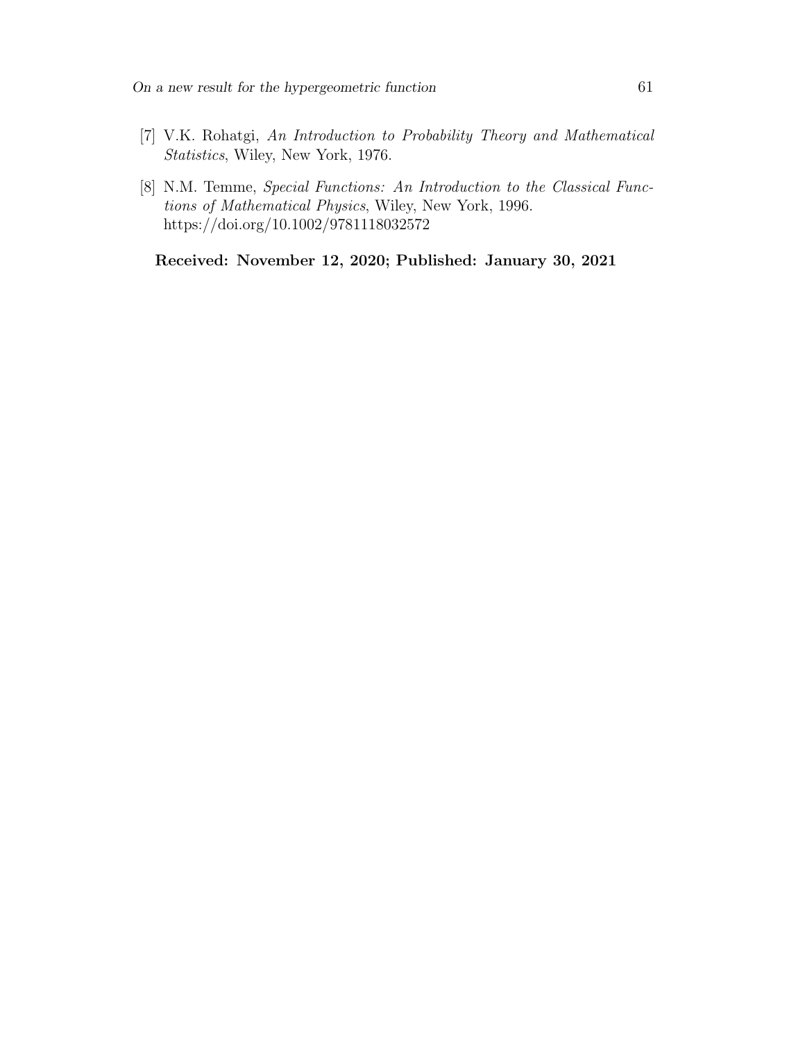[7] V.K. Rohatgi, *An Introduction to Probability Theory and Mathematical Statistics*, Wiley, New York, 1976.

[8] N.M. Temme, *Special Functions: An Introduction to the Classical Functions of Mathematical Physics*, Wiley, New York, 1996. https://doi.org/10.1002/9781118032572

**Received: November 12, 2020; Published: January 30, 2021**